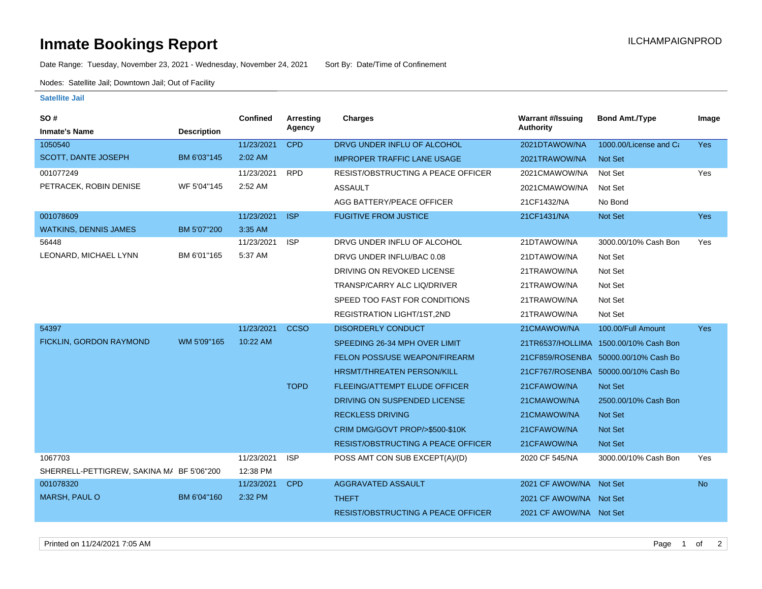# Inmate Bookings Report

ILCHAMPAIGNPROD

Date Range: Tuesday, November 23, 2021 - Wednesday, November 24, 2021 Sort By: Date/Time of Confinement

Nodes: Satellite Jail; Downtown Jail; Out of Facility

## Satellite Jail

| SO # / Inmate's Name | Description | Confined | Arresting Agency | Charges | Warrant #/Issuing Authority | Bond Amt./Type | Image |
|---|---|---|---|---|---|---|---|
| 1050540 | | 11/23/2021 | CPD | DRVG UNDER INFLU OF ALCOHOL | 2021DTAWOW/NA | 1000.00/License and Ca | Yes |
| SCOTT, DANTE JOSEPH | BM 6'03"145 | 2:02 AM | | IMPROPER TRAFFIC LANE USAGE | 2021TRAWOW/NA | Not Set | |
| 001077249 | | 11/23/2021 | RPD | RESIST/OBSTRUCTING A PEACE OFFICER | 2021CMAWOW/NA | Not Set | Yes |
| PETRACEK, ROBIN DENISE | WF 5'04"145 | 2:52 AM | | ASSAULT | 2021CMAWOW/NA | Not Set | |
| | | | | AGG BATTERY/PEACE OFFICER | 21CF1432/NA | No Bond | |
| 001078609 | | 11/23/2021 | ISP | FUGITIVE FROM JUSTICE | 21CF1431/NA | Not Set | Yes |
| WATKINS, DENNIS JAMES | BM 5'07"200 | 3:35 AM | | | | | |
| 56448 | | 11/23/2021 | ISP | DRVG UNDER INFLU OF ALCOHOL | 21DTAWOW/NA | 3000.00/10% Cash Bon | Yes |
| LEONARD, MICHAEL LYNN | BM 6'01"165 | 5:37 AM | | DRVG UNDER INFLU/BAC 0.08 | 21DTAWOW/NA | Not Set | |
| | | | | DRIVING ON REVOKED LICENSE | 21TRAWOW/NA | Not Set | |
| | | | | TRANSP/CARRY ALC LIQ/DRIVER | 21TRAWOW/NA | Not Set | |
| | | | | SPEED TOO FAST FOR CONDITIONS | 21TRAWOW/NA | Not Set | |
| | | | | REGISTRATION LIGHT/1ST,2ND | 21TRAWOW/NA | Not Set | |
| 54397 | | 11/23/2021 | CCSO | DISORDERLY CONDUCT | 21CMAWOW/NA | 100.00/Full Amount | Yes |
| FICKLIN, GORDON RAYMOND | WM 5'09"165 | 10:22 AM | | SPEEDING 26-34 MPH OVER LIMIT | 21TR6537/HOLLIMA | 1500.00/10% Cash Bon | |
| | | | | FELON POSS/USE WEAPON/FIREARM | 21CF859/ROSENBA | 50000.00/10% Cash Bo | |
| | | | | HRSMT/THREATEN PERSON/KILL | 21CF767/ROSENBA | 50000.00/10% Cash Bo | |
| | | | TOPD | FLEEING/ATTEMPT ELUDE OFFICER | 21CFAWOW/NA | Not Set | |
| | | | | DRIVING ON SUSPENDED LICENSE | 21CMAWOW/NA | 2500.00/10% Cash Bon | |
| | | | | RECKLESS DRIVING | 21CMAWOW/NA | Not Set | |
| | | | | CRIM DMG/GOVT PROP/>$500-$10K | 21CFAWOW/NA | Not Set | |
| | | | | RESIST/OBSTRUCTING A PEACE OFFICER | 21CFAWOW/NA | Not Set | |
| 1067703 | | 11/23/2021 | ISP | POSS AMT CON SUB EXCEPT(A)/(D) | 2020 CF 545/NA | 3000.00/10% Cash Bon | Yes |
| SHERRELL-PETTIGREW, SAKINA MA | BF 5'06"200 | 12:38 PM | | | | | |
| 001078320 | | 11/23/2021 | CPD | AGGRAVATED ASSAULT | 2021 CF AWOW/NA | Not Set | No |
| MARSH, PAUL O | BM 6'04"160 | 2:32 PM | | THEFT | 2021 CF AWOW/NA | Not Set | |
| | | | | RESIST/OBSTRUCTING A PEACE OFFICER | 2021 CF AWOW/NA | Not Set | |

Printed on 11/24/2021 7:05 AM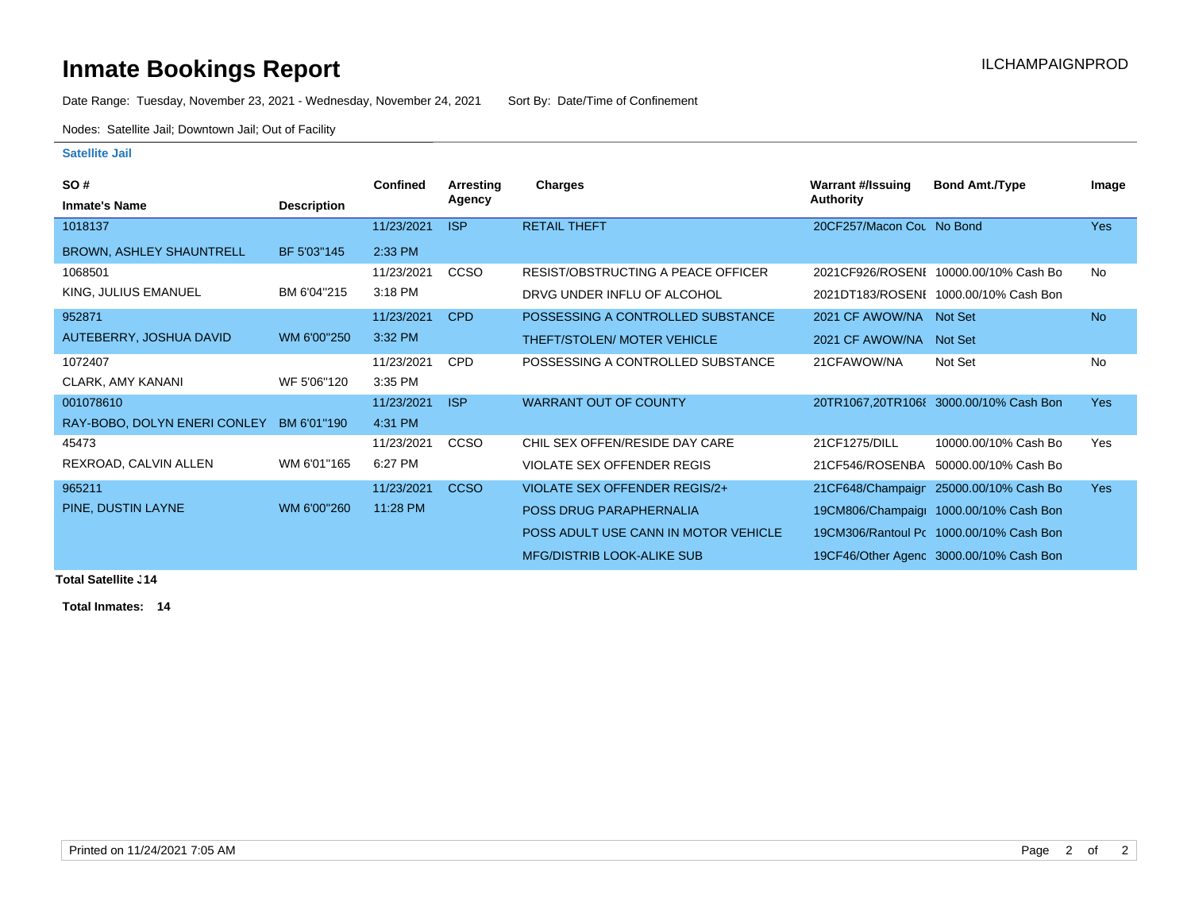# Inmate Bookings Report

ILCHAMPAIGNPROD

Date Range: Tuesday, November 23, 2021 - Wednesday, November 24, 2021    Sort By: Date/Time of Confinement

Nodes: Satellite Jail; Downtown Jail; Out of Facility

### Satellite Jail

| SO # / Inmate's Name | Description | Confined | Arresting Agency | Charges | Warrant #/Issuing Authority | Bond Amt./Type | Image |
|---|---|---|---|---|---|---|---|
| 1018137 | | 11/23/2021 | ISP | RETAIL THEFT | 20CF257/Macon Cou | No Bond | Yes |
| BROWN, ASHLEY SHAUNTRELL | BF 5'03"145 | 2:33 PM | | | | | |
| 1068501 | | 11/23/2021 | CCSO | RESIST/OBSTRUCTING A PEACE OFFICER | 2021CF926/ROSENE | 10000.00/10% Cash Bo | No |
| KING, JULIUS EMANUEL | BM 6'04"215 | 3:18 PM | | DRVG UNDER INFLU OF ALCOHOL | 2021DT183/ROSENE | 1000.00/10% Cash Bon | |
| 952871 | | 11/23/2021 | CPD | POSSESSING A CONTROLLED SUBSTANCE | 2021 CF AWOW/NA | Not Set | No |
| AUTEBERRY, JOSHUA DAVID | WM 6'00"250 | 3:32 PM | | THEFT/STOLEN/ MOTER VEHICLE | 2021 CF AWOW/NA | Not Set | |
| 1072407 | | 11/23/2021 | CPD | POSSESSING A CONTROLLED SUBSTANCE | 21CFAWOW/NA | Not Set | No |
| CLARK, AMY KANANI | WF 5'06"120 | 3:35 PM | | | | | |
| 001078610 | | 11/23/2021 | ISP | WARRANT OUT OF COUNTY | 20TR1067,20TR106( | 3000.00/10% Cash Bon | Yes |
| RAY-BOBO, DOLYN ENERI CONLEY | BM 6'01"190 | 4:31 PM | | | | | |
| 45473 | | 11/23/2021 | CCSO | CHIL SEX OFFEN/RESIDE DAY CARE | 21CF1275/DILL | 10000.00/10% Cash Bo | Yes |
| REXROAD, CALVIN ALLEN | WM 6'01"165 | 6:27 PM | | VIOLATE SEX OFFENDER REGIS | 21CF546/ROSENBA | 50000.00/10% Cash Bo | |
| 965211 | | 11/23/2021 | CCSO | VIOLATE SEX OFFENDER REGIS/2+ | 21CF648/Champaigr | 25000.00/10% Cash Bo | Yes |
| PINE, DUSTIN LAYNE | WM 6'00"260 | 11:28 PM | | POSS DRUG PARAPHERNALIA | 19CM806/Champaigi | 1000.00/10% Cash Bon | |
| | | | | POSS ADULT USE CANN IN MOTOR VEHICLE | 19CM306/Rantoul Pc | 1000.00/10% Cash Bon | |
| | | | | MFG/DISTRIB LOOK-ALIKE SUB | 19CF46/Other Agenc | 3000.00/10% Cash Bon | |

**Total Satellite :14**

**Total Inmates: 14**

Printed on 11/24/2021 7:05 AM